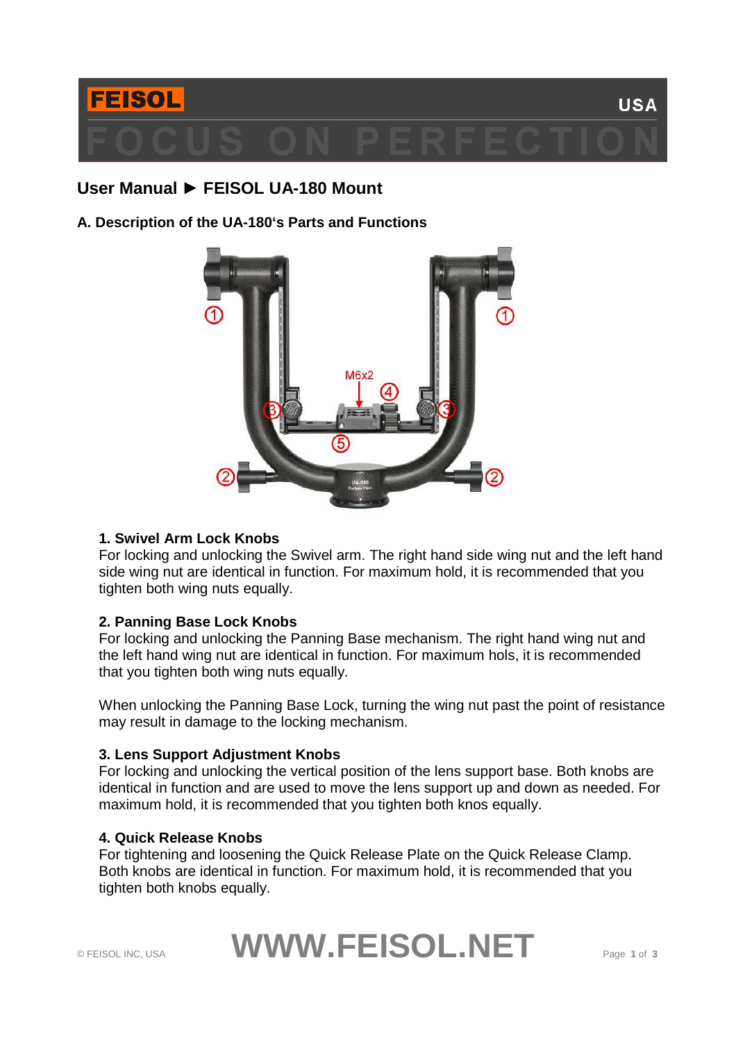FEISOL USA

FOCUS ON PERFECTION

# User Manual ► FEISOL UA-180 Mount

## A. Description of the UA-180's Parts and Functions

**1. Swivel Arm Lock Knobs**
For locking and unlocking the Swivel arm. The right hand side wing nut and the left hand side wing nut are identical in function. For maximum hold, it is recommended that you tighten both wing nuts equally.

**2. Panning Base Lock Knobs**
For locking and unlocking the Panning Base mechanism. The right hand wing nut and the left hand wing nut are identical in function. For maximum hols, it is recommended that you tighten both wing nuts equally.

When unlocking the Panning Base Lock, turning the wing nut past the point of resistance may result in damage to the locking mechanism.

**3. Lens Support Adjustment Knobs**
For locking and unlocking the vertical position of the lens support base. Both knobs are identical in function and are used to move the lens support up and down as needed. For maximum hold, it is recommended that you tighten both knos equally.

**4. Quick Release Knobs**
For tightening and loosening the Quick Release Plate on the Quick Release Clamp. Both knobs are identical in function. For maximum hold, it is recommended that you tighten both knobs equally.

© FEISOL INC, USA WWW.FEISOL.NET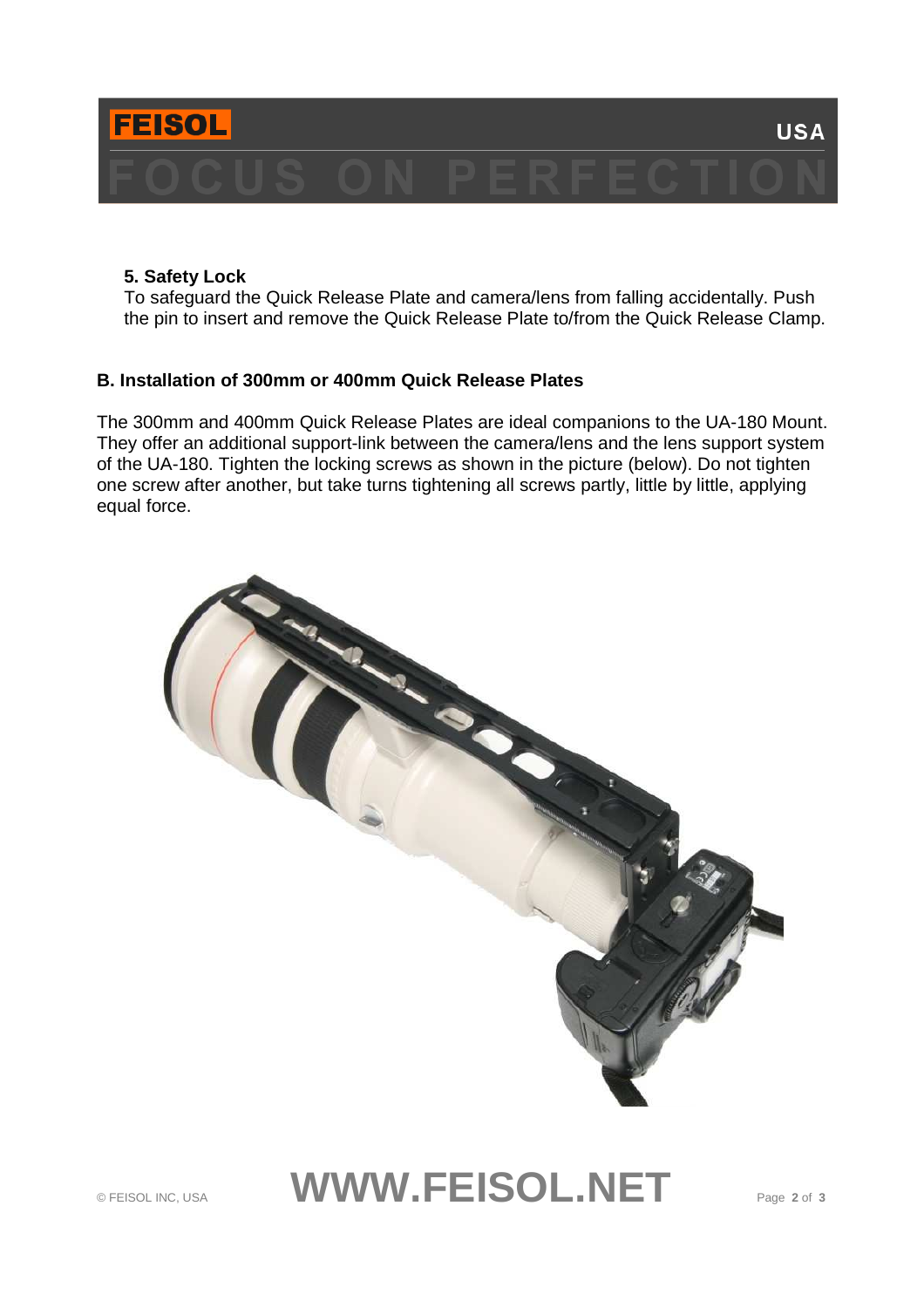### 5. Safety Lock

To safeguard the Quick Release Plate and camera/lens from falling accidentally. Push the pin to insert and remove the Quick Release Plate to/from the Quick Release Clamp.

### B. Installation of 300mm or 400mm Quick Release Plates

The 300mm and 400mm Quick Release Plates are ideal companions to the UA-180 Mount. They offer an additional support-link between the camera/lens and the lens support system of the UA-180. Tighten the locking screws as shown in the picture (below). Do not tighten one screw after another, but take turns tightening all screws partly, little by little, applying equal force.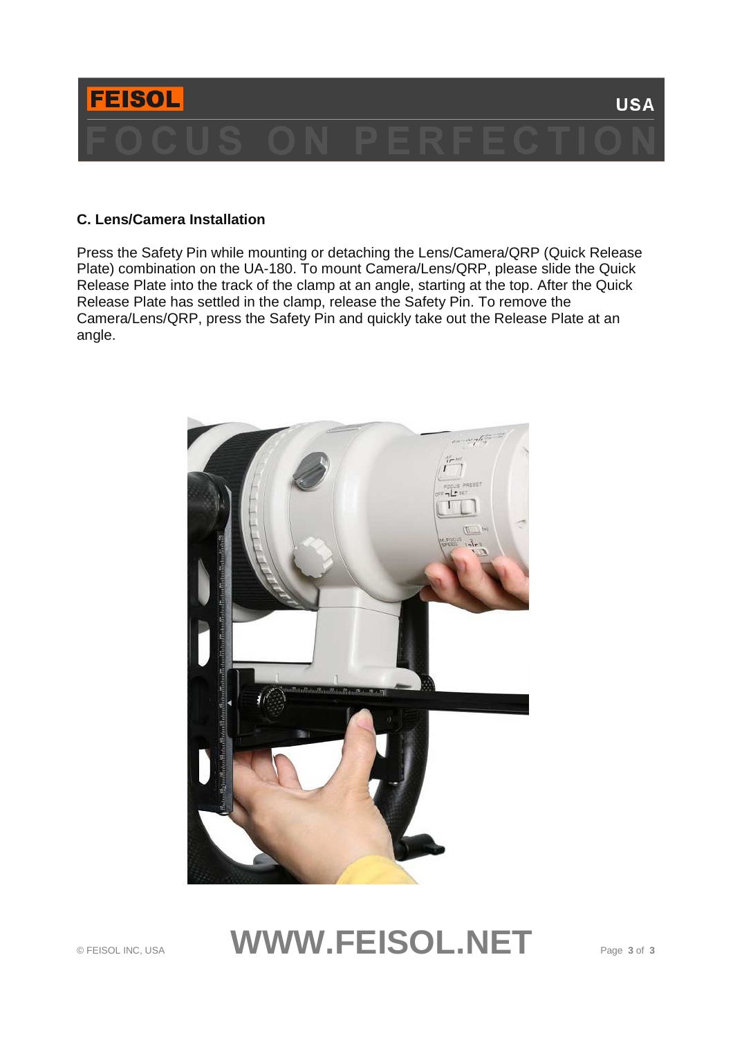### C. Lens/Camera Installation

Press the Safety Pin while mounting or detaching the Lens/Camera/QRP (Quick Release Plate) combination on the UA-180. To mount Camera/Lens/QRP, please slide the Quick Release Plate into the track of the clamp at an angle, starting at the top. After the Quick Release Plate has settled in the clamp, release the Safety Pin. To remove the Camera/Lens/QRP, press the Safety Pin and quickly take out the Release Plate at an angle.